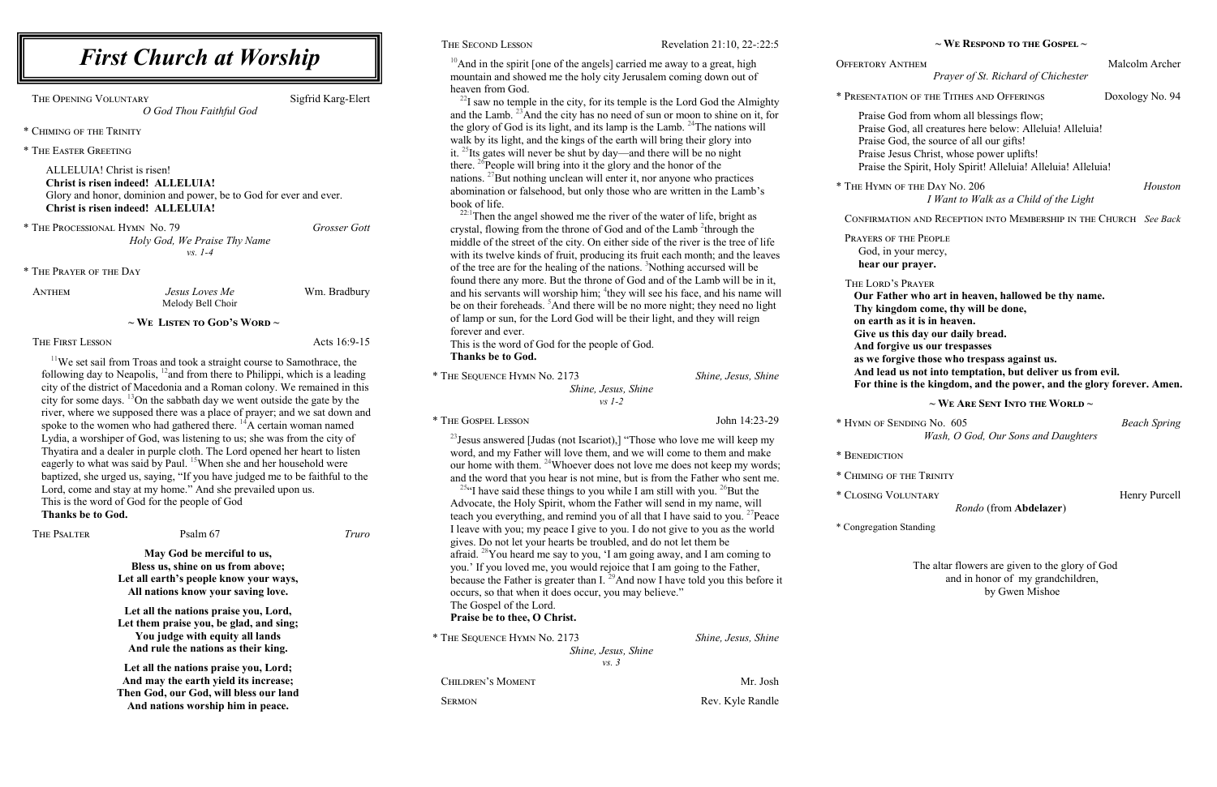# First Church at Worship

THE OPENING VOLUNTARY — Sigfrid Karg-Elert
*O God Thou Faithful God*

* CHIMING OF THE TRINITY

* THE EASTER GREETING

ALLELUIA! Christ is risen!
**Christ is risen indeed! ALLELUIA!**
Glory and honor, dominion and power, be to God for ever and ever.
**Christ is risen indeed! ALLELUIA!**

* THE PROCESSIONAL HYMN No. 79 — *Grosser Gott*
*Holy God, We Praise Thy Name*
*vs. 1-4*

* THE PRAYER OF THE DAY

ANTHEM — *Jesus Loves Me* — Wm. Bradbury
Melody Bell Choir

## ~ WE LISTEN TO GOD'S WORD ~

THE FIRST LESSON — Acts 16:9-15

[11]We set sail from Troas and took a straight course to Samothrace, the following day to Neapolis, [12]and from there to Philippi, which is a leading city of the district of Macedonia and a Roman colony. We remained in this city for some days. [13]On the sabbath day we went outside the gate by the river, where we supposed there was a place of prayer; and we sat down and spoke to the women who had gathered there. [14]A certain woman named Lydia, a worshiper of God, was listening to us; she was from the city of Thyatira and a dealer in purple cloth. The Lord opened her heart to listen eagerly to what was said by Paul. [15]When she and her household were baptized, she urged us, saying, "If you have judged me to be faithful to the Lord, come and stay at my home." And she prevailed upon us.
This is the word of God for the people of God
**Thanks be to God.**

THE PSALTER — Psalm 67 — *Truro*

**May God be merciful to us,**
**Bless us, shine on us from above;**
**Let all earth's people know your ways,**
**All nations know your saving love.**

**Let all the nations praise you, Lord,**
**Let them praise you, be glad, and sing;**
**You judge with equity all lands**
**And rule the nations as their king.**

**Let all the nations praise you, Lord;**
**And may the earth yield its increase;**
**Then God, our God, will bless our land**
**And nations worship him in peace.**

THE SECOND LESSON — Revelation 21:10, 22-:22:5

[10]And in the spirit [one of the angels] carried me away to a great, high mountain and showed me the holy city Jerusalem coming down out of heaven from God.

[22]I saw no temple in the city, for its temple is the Lord God the Almighty and the Lamb. [23]And the city has no need of sun or moon to shine on it, for the glory of God is its light, and its lamp is the Lamb. [24]The nations will walk by its light, and the kings of the earth will bring their glory into it. [25]Its gates will never be shut by day—and there will be no night there. [26]People will bring into it the glory and the honor of the nations. [27]But nothing unclean will enter it, nor anyone who practices abomination or falsehood, but only those who are written in the Lamb's book of life.

[22:1]Then the angel showed me the river of the water of life, bright as crystal, flowing from the throne of God and of the Lamb [2]through the middle of the street of the city. On either side of the river is the tree of life with its twelve kinds of fruit, producing its fruit each month; and the leaves of the tree are for the healing of the nations. [3]Nothing accursed will be found there any more. But the throne of God and of the Lamb will be in it, and his servants will worship him; [4]they will see his face, and his name will be on their foreheads. [5]And there will be no more night; they need no light of lamp or sun, for the Lord God will be their light, and they will reign forever and ever.
This is the word of God for the people of God.
**Thanks be to God.**

* THE SEQUENCE HYMN No. 2173 — *Shine, Jesus, Shine*
*Shine, Jesus, Shine*
*vs 1-2*

* THE GOSPEL LESSON — John 14:23-29

[23]Jesus answered [Judas (not Iscariot),] "Those who love me will keep my word, and my Father will love them, and we will come to them and make our home with them. [24]Whoever does not love me does not keep my words; and the word that you hear is not mine, but is from the Father who sent me.

[25]"I have said these things to you while I am still with you. [26]But the Advocate, the Holy Spirit, whom the Father will send in my name, will teach you everything, and remind you of all that I have said to you. [27]Peace I leave with you; my peace I give to you. I do not give to you as the world gives. Do not let your hearts be troubled, and do not let them be afraid. [28]You heard me say to you, 'I am going away, and I am coming to you.' If you loved me, you would rejoice that I am going to the Father, because the Father is greater than I. [29]And now I have told you this before it occurs, so that when it does occur, you may believe."
The Gospel of the Lord.
**Praise be to thee, O Christ.**

* THE SEQUENCE HYMN No. 2173 — *Shine, Jesus, Shine*
*Shine, Jesus, Shine*
*vs. 3*

CHILDREN'S MOMENT — Mr. Josh

SERMON — Rev. Kyle Randle

## ~ WE RESPOND TO THE GOSPEL ~

OFFERTORY ANTHEM — Malcolm Archer
*Prayer of St. Richard of Chichester*

* PRESENTATION OF THE TITHES AND OFFERINGS — Doxology No. 94

Praise God from whom all blessings flow;
Praise God, all creatures here below: Alleluia! Alleluia!
Praise God, the source of all our gifts!
Praise Jesus Christ, whose power uplifts!
Praise the Spirit, Holy Spirit! Alleluia! Alleluia! Alleluia!

* THE HYMN OF THE DAY NO. 206 — *Houston*
*I Want to Walk as a Child of the Light*

CONFIRMATION AND RECEPTION INTO MEMBERSHIP IN THE CHURCH *See Back*

PRAYERS OF THE PEOPLE
God, in your mercy,
**hear our prayer.**

THE LORD'S PRAYER
**Our Father who art in heaven, hallowed be thy name.**
**Thy kingdom come, thy will be done,**
**on earth as it is in heaven.**
**Give us this day our daily bread.**
**And forgive us our trespasses**
**as we forgive those who trespass against us.**
**And lead us not into temptation, but deliver us from evil.**
**For thine is the kingdom, and the power, and the glory forever. Amen.**

## ~ WE ARE SENT INTO THE WORLD ~

* HYMN OF SENDING No. 605 — *Beach Spring*
*Wash, O God, Our Sons and Daughters*

* BENEDICTION

* CHIMING OF THE TRINITY

* CLOSING VOLUNTARY — Henry Purcell
*Rondo* (from **Abdelazer**)

* Congregation Standing

The altar flowers are given to the glory of God
and in honor of my grandchildren,
by Gwen Mishoe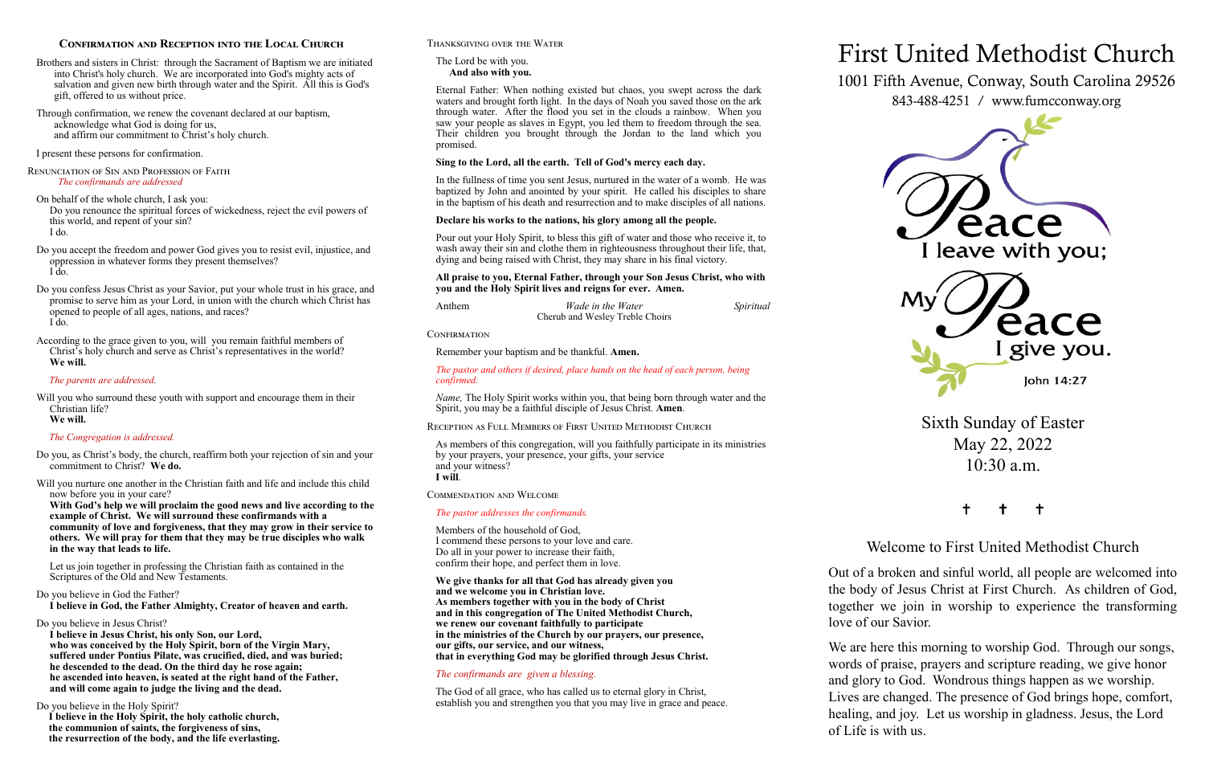## Confirmation and Reception into the Local Church

Brothers and sisters in Christ: through the Sacrament of Baptism we are initiated into Christ's holy church. We are incorporated into God's mighty acts of salvation and given new birth through water and the Spirit. All this is God's gift, offered to us without price.

Through confirmation, we renew the covenant declared at our baptism, acknowledge what God is doing for us, and affirm our commitment to Christ's holy church.

I present these persons for confirmation.

### Renunciation of Sin and Profession of Faith

*The confirmands are addressed*

On behalf of the whole church, I ask you:
Do you renounce the spiritual forces of wickedness, reject the evil powers of this world, and repent of your sin?
I do.

Do you accept the freedom and power God gives you to resist evil, injustice, and oppression in whatever forms they present themselves?
I do.

Do you confess Jesus Christ as your Savior, put your whole trust in his grace, and promise to serve him as your Lord, in union with the church which Christ has opened to people of all ages, nations, and races?
I do.

According to the grace given to you, will you remain faithful members of Christ's holy church and serve as Christ's representatives in the world?
**We will.**

*The parents are addressed.*

Will you who surround these youth with support and encourage them in their Christian life?
**We will.**

*The Congregation is addressed.*

Do you, as Christ's body, the church, reaffirm both your rejection of sin and your commitment to Christ? **We do.**

Will you nurture one another in the Christian faith and life and include this child now before you in your care?
**With God's help we will proclaim the good news and live according to the example of Christ. We will surround these confirmands with a community of love and forgiveness, that they may grow in their service to others. We will pray for them that they may be true disciples who walk in the way that leads to life.**

Let us join together in professing the Christian faith as contained in the Scriptures of the Old and New Testaments.

Do you believe in God the Father?
**I believe in God, the Father Almighty, Creator of heaven and earth.**

Do you believe in Jesus Christ?
**I believe in Jesus Christ, his only Son, our Lord,
who was conceived by the Holy Spirit, born of the Virgin Mary,
suffered under Pontius Pilate, was crucified, died, and was buried;
he descended to the dead. On the third day he rose again;
he ascended into heaven, is seated at the right hand of the Father,
and will come again to judge the living and the dead.**

Do you believe in the Holy Spirit?
**I believe in the Holy Spirit, the holy catholic church,
the communion of saints, the forgiveness of sins,
the resurrection of the body, and the life everlasting.**

### Thanksgiving over the Water

The Lord be with you.
**And also with you.**

Eternal Father: When nothing existed but chaos, you swept across the dark waters and brought forth light. In the days of Noah you saved those on the ark through water. After the flood you set in the clouds a rainbow. When you saw your people as slaves in Egypt, you led them to freedom through the sea. Their children you brought through the Jordan to the land which you promised.

**Sing to the Lord, all the earth. Tell of God's mercy each day.**

In the fullness of time you sent Jesus, nurtured in the water of a womb. He was baptized by John and anointed by your spirit. He called his disciples to share in the baptism of his death and resurrection and to make disciples of all nations.

**Declare his works to the nations, his glory among all the people.**

Pour out your Holy Spirit, to bless this gift of water and those who receive it, to wash away their sin and clothe them in righteousness throughout their life, that, dying and being raised with Christ, they may share in his final victory.

**All praise to you, Eternal Father, through your Son Jesus Christ, who with you and the Holy Spirit lives and reigns for ever. Amen.**

Anthem — *Wade in the Water* — *Spiritual*
Cherub and Wesley Treble Choirs

### Confirmation

Remember your baptism and be thankful. **Amen.**

*The pastor and others if desired, place hands on the head of each person, being confirmed.*

*Name,* The Holy Spirit works within you, that being born through water and the Spirit, you may be a faithful disciple of Jesus Christ. **Amen**.

### Reception as Full Members of First United Methodist Church

As members of this congregation, will you faithfully participate in its ministries by your prayers, your presence, your gifts, your service and your witness?
**I will**.

### Commendation and Welcome

*The pastor addresses the confirmands.*

Members of the household of God,
I commend these persons to your love and care.
Do all in your power to increase their faith,
confirm their hope, and perfect them in love.

**We give thanks for all that God has already given you
and we welcome you in Christian love.
As members together with you in the body of Christ
and in this congregation of The United Methodist Church,
we renew our covenant faithfully to participate
in the ministries of the Church by our prayers, our presence,
our gifts, our service, and our witness,
that in everything God may be glorified through Jesus Christ.**

*The confirmands are given a blessing.*

The God of all grace, who has called us to eternal glory in Christ, establish you and strengthen you that you may live in grace and peace.

# First United Methodist Church

1001 Fifth Avenue, Conway, South Carolina 29526
843-488-4251 / www.fumcconway.org

Peace I leave with you; My Peace I give you.
John 14:27

Sixth Sunday of Easter
May 22, 2022
10:30 a.m.

† † †

## Welcome to First United Methodist Church

Out of a broken and sinful world, all people are welcomed into the body of Jesus Christ at First Church. As children of God, together we join in worship to experience the transforming love of our Savior.

We are here this morning to worship God. Through our songs, words of praise, prayers and scripture reading, we give honor and glory to God. Wondrous things happen as we worship. Lives are changed. The presence of God brings hope, comfort, healing, and joy. Let us worship in gladness. Jesus, the Lord of Life is with us.